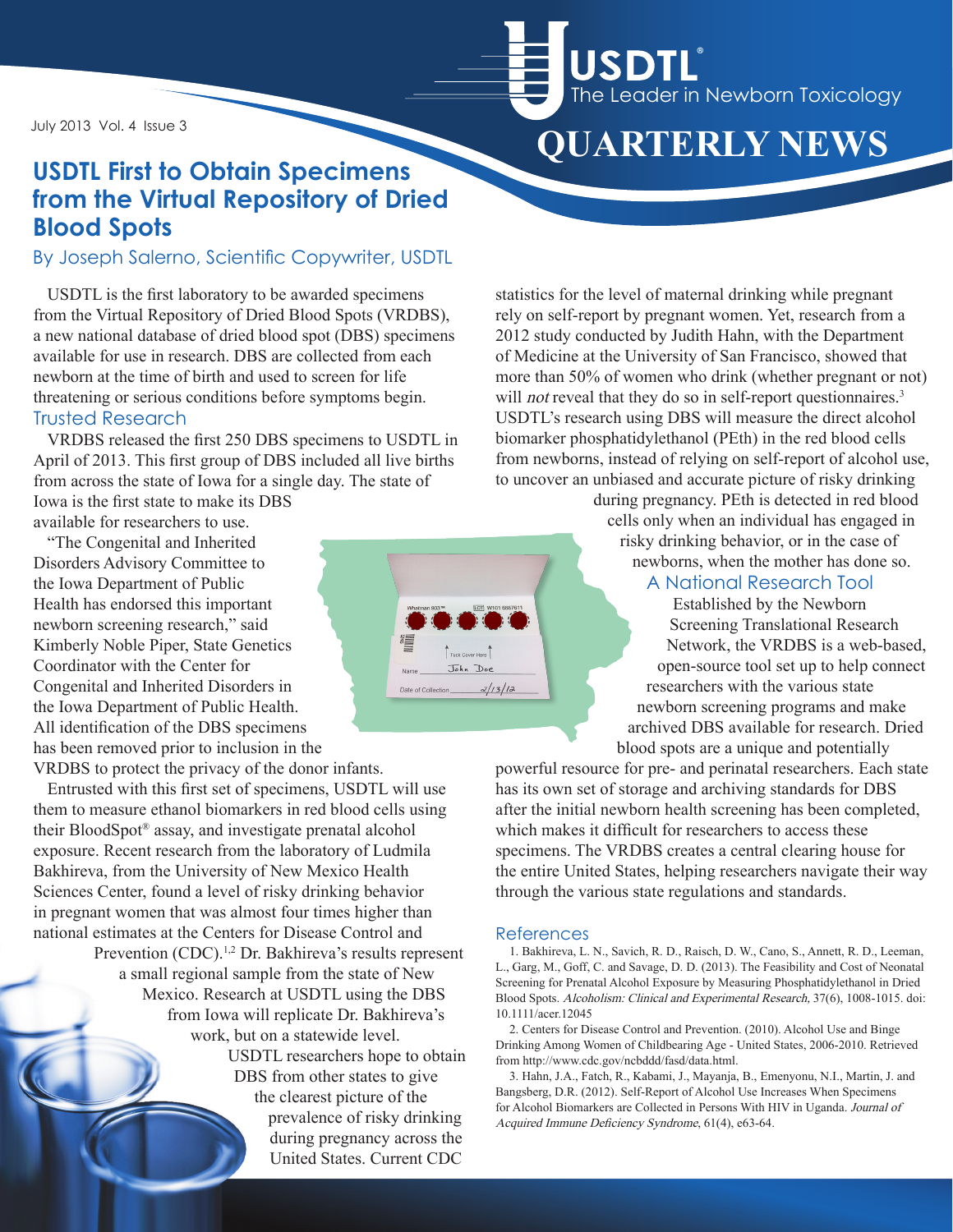# QUARTERLY NEWS

USDTL — The Leader in Newborn Toxicology

July 2013 Vol. 4 Issue 3

## USDTL First to Obtain Specimens from the Virtual Repository of Dried Blood Spots

By Joseph Salerno, Scientific Copywriter, USDTL

USDTL is the first laboratory to be awarded specimens from the Virtual Repository of Dried Blood Spots (VRDBS), a new national database of dried blood spot (DBS) specimens available for use in research. DBS are collected from each newborn at the time of birth and used to screen for life threatening or serious conditions before symptoms begin.

### Trusted Research

VRDBS released the first 250 DBS specimens to USDTL in April of 2013. This first group of DBS included all live births from across the state of Iowa for a single day. The state of Iowa is the first state to make its DBS available for researchers to use.

"The Congenital and Inherited Disorders Advisory Committee to the Iowa Department of Public Health has endorsed this important newborn screening research," said Kimberly Noble Piper, State Genetics Coordinator with the Center for Congenital and Inherited Disorders in the Iowa Department of Public Health. All identification of the DBS specimens has been removed prior to inclusion in the VRDBS to protect the privacy of the donor infants.

Entrusted with this first set of specimens, USDTL will use them to measure ethanol biomarkers in red blood cells using their BloodSpot® assay, and investigate prenatal alcohol exposure. Recent research from the laboratory of Ludmila Bakhireva, from the University of New Mexico Health Sciences Center, found a level of risky drinking behavior in pregnant women that was almost four times higher than national estimates at the Centers for Disease Control and Prevention (CDC).[1,2] Dr. Bakhireva's results represent a small regional sample from the state of New Mexico. Research at USDTL using the DBS from Iowa will replicate Dr. Bakhireva's work, but on a statewide level. USDTL researchers hope to obtain DBS from other states to give the clearest picture of the prevalence of risky drinking during pregnancy across the United States. Current CDC statistics for the level of maternal drinking while pregnant rely on self-report by pregnant women. Yet, research from a 2012 study conducted by Judith Hahn, with the Department of Medicine at the University of San Francisco, showed that more than 50% of women who drink (whether pregnant or not) will *not* reveal that they do so in self-report questionnaires.[3] USDTL's research using DBS will measure the direct alcohol biomarker phosphatidylethanol (PEth) in the red blood cells from newborns, instead of relying on self-report of alcohol use, to uncover an unbiased and accurate picture of risky drinking during pregnancy. PEth is detected in red blood cells only when an individual has engaged in risky drinking behavior, or in the case of newborns, when the mother has done so.

### A National Research Tool

Established by the Newborn Screening Translational Research Network, the VRDBS is a web-based, open-source tool set up to help connect researchers with the various state newborn screening programs and make archived DBS available for research. Dried blood spots are a unique and potentially powerful resource for pre- and perinatal researchers. Each state has its own set of storage and archiving standards for DBS after the initial newborn health screening has been completed, which makes it difficult for researchers to access these specimens. The VRDBS creates a central clearing house for the entire United States, helping researchers navigate their way through the various state regulations and standards.

### References

1. Bakhireva, L. N., Savich, R. D., Raisch, D. W., Cano, S., Annett, R. D., Leeman, L., Garg, M., Goff, C. and Savage, D. D. (2013). The Feasibility and Cost of Neonatal Screening for Prenatal Alcohol Exposure by Measuring Phosphatidylethanol in Dried Blood Spots. *Alcoholism: Clinical and Experimental Research,* 37(6), 1008-1015. doi: 10.1111/acer.12045

2. Centers for Disease Control and Prevention. (2010). Alcohol Use and Binge Drinking Among Women of Childbearing Age - United States, 2006-2010. Retrieved from http://www.cdc.gov/ncbddd/fasd/data.html.

3. Hahn, J.A., Fatch, R., Kabami, J., Mayanja, B., Emenyonu, N.I., Martin, J. and Bangsberg, D.R. (2012). Self-Report of Alcohol Use Increases When Specimens for Alcohol Biomarkers are Collected in Persons With HIV in Uganda. *Journal of Acquired Immune Deficiency Syndrome*, 61(4), e63-64.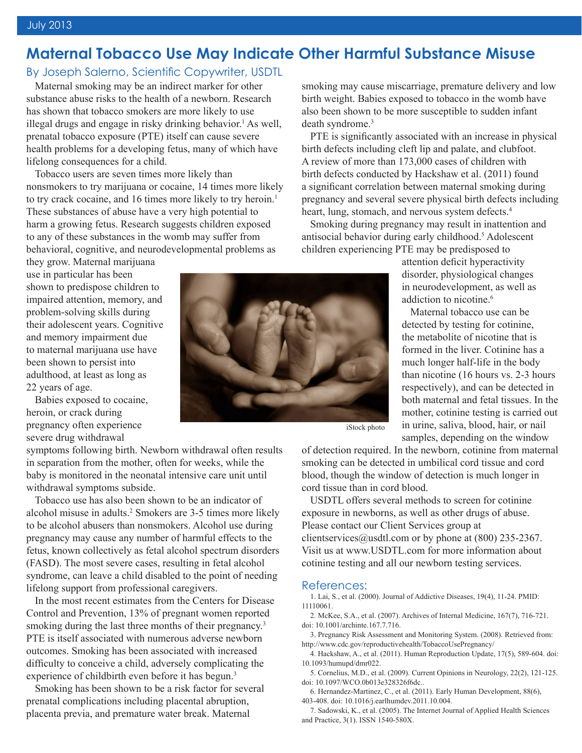# Maternal Tobacco Use May Indicate Other Harmful Substance Misuse

By Joseph Salerno, Scientific Copywriter, USDTL

Maternal smoking may be an indirect marker for other substance abuse risks to the health of a newborn. Research has shown that tobacco smokers are more likely to use illegal drugs and engage in risky drinking behavior.[1] As well, prenatal tobacco exposure (PTE) itself can cause severe health problems for a developing fetus, many of which have lifelong consequences for a child.

Tobacco users are seven times more likely than nonsmokers to try marijuana or cocaine, 14 times more likely to try crack cocaine, and 16 times more likely to try heroin.[1] These substances of abuse have a very high potential to harm a growing fetus. Research suggests children exposed to any of these substances in the womb may suffer from behavioral, cognitive, and neurodevelopmental problems as they grow. Maternal marijuana use in particular has been shown to predispose children to impaired attention, memory, and problem-solving skills during their adolescent years. Cognitive and memory impairment due to maternal marijuana use have been shown to persist into adulthood, at least as long as 22 years of age.

iStock photo

Babies exposed to cocaine, heroin, or crack during pregnancy often experience severe drug withdrawal symptoms following birth. Newborn withdrawal often results in separation from the mother, often for weeks, while the baby is monitored in the neonatal intensive care unit until withdrawal symptoms subside.

Tobacco use has also been shown to be an indicator of alcohol misuse in adults.[2] Smokers are 3-5 times more likely to be alcohol abusers than nonsmokers. Alcohol use during pregnancy may cause any number of harmful effects to the fetus, known collectively as fetal alcohol spectrum disorders (FASD). The most severe cases, resulting in fetal alcohol syndrome, can leave a child disabled to the point of needing lifelong support from professional caregivers.

In the most recent estimates from the Centers for Disease Control and Prevention, 13% of pregnant women reported smoking during the last three months of their pregnancy.[3] PTE is itself associated with numerous adverse newborn outcomes. Smoking has been associated with increased difficulty to conceive a child, adversely complicating the experience of childbirth even before it has begun.[3]

Smoking has been shown to be a risk factor for several prenatal complications including placental abruption, placenta previa, and premature water break. Maternal smoking may cause miscarriage, premature delivery and low birth weight. Babies exposed to tobacco in the womb have also been shown to be more susceptible to sudden infant death syndrome.[3]

PTE is significantly associated with an increase in physical birth defects including cleft lip and palate, and clubfoot. A review of more than 173,000 cases of children with birth defects conducted by Hackshaw et al. (2011) found a significant correlation between maternal smoking during pregnancy and several severe physical birth defects including heart, lung, stomach, and nervous system defects.[4]

Smoking during pregnancy may result in inattention and antisocial behavior during early childhood.[5] Adolescent children experiencing PTE may be predisposed to attention deficit hyperactivity disorder, physiological changes in neurodevelopment, as well as addiction to nicotine.[6]

Maternal tobacco use can be detected by testing for cotinine, the metabolite of nicotine that is formed in the liver. Cotinine has a much longer half-life in the body than nicotine (16 hours vs. 2-3 hours respectively), and can be detected in both maternal and fetal tissues. In the mother, cotinine testing is carried out in urine, saliva, blood, hair, or nail samples, depending on the window of detection required. In the newborn, cotinine from maternal smoking can be detected in umbilical cord tissue and cord blood, though the window of detection is much longer in cord tissue than in cord blood.

USDTL offers several methods to screen for cotinine exposure in newborns, as well as other drugs of abuse. Please contact our Client Services group at clientservices@usdtl.com or by phone at (800) 235-2367. Visit us at www.USDTL.com for more information about cotinine testing and all our newborn testing services.

## References:

1. Lai, S., et al. (2000). Journal of Addictive Diseases, 19(4), 11-24. PMID: 11110061.
2. McKee, S.A., et al. (2007). Archives of Internal Medicine, 167(7), 716-721. doi: 10.1001/archinte.167.7.716.
3. Pregnancy Risk Assessment and Monitoring System. (2008). Retrieved from: http://www.cdc.gov/reproductivehealth/TobaccoUsePregnancy/
4. Hackshaw, A., et al. (2011). Human Reproduction Update, 17(5), 589-604. doi: 10.1093/humupd/dmr022.
5. Cornelius, M.D., et al. (2009). Current Opinions in Neurology, 22(2), 121-125. doi: 10.1097/WCO.0b013e328326f6dc..
6. Hernandez-Martinez, C., et al. (2011). Early Human Development, 88(6), 403-408. doi: 10.1016/j.earlhumdev.2011.10.004.
7. Sadowski, K., et al. (2005). The Internet Journal of Applied Health Sciences and Practice, 3(1). ISSN 1540-580X.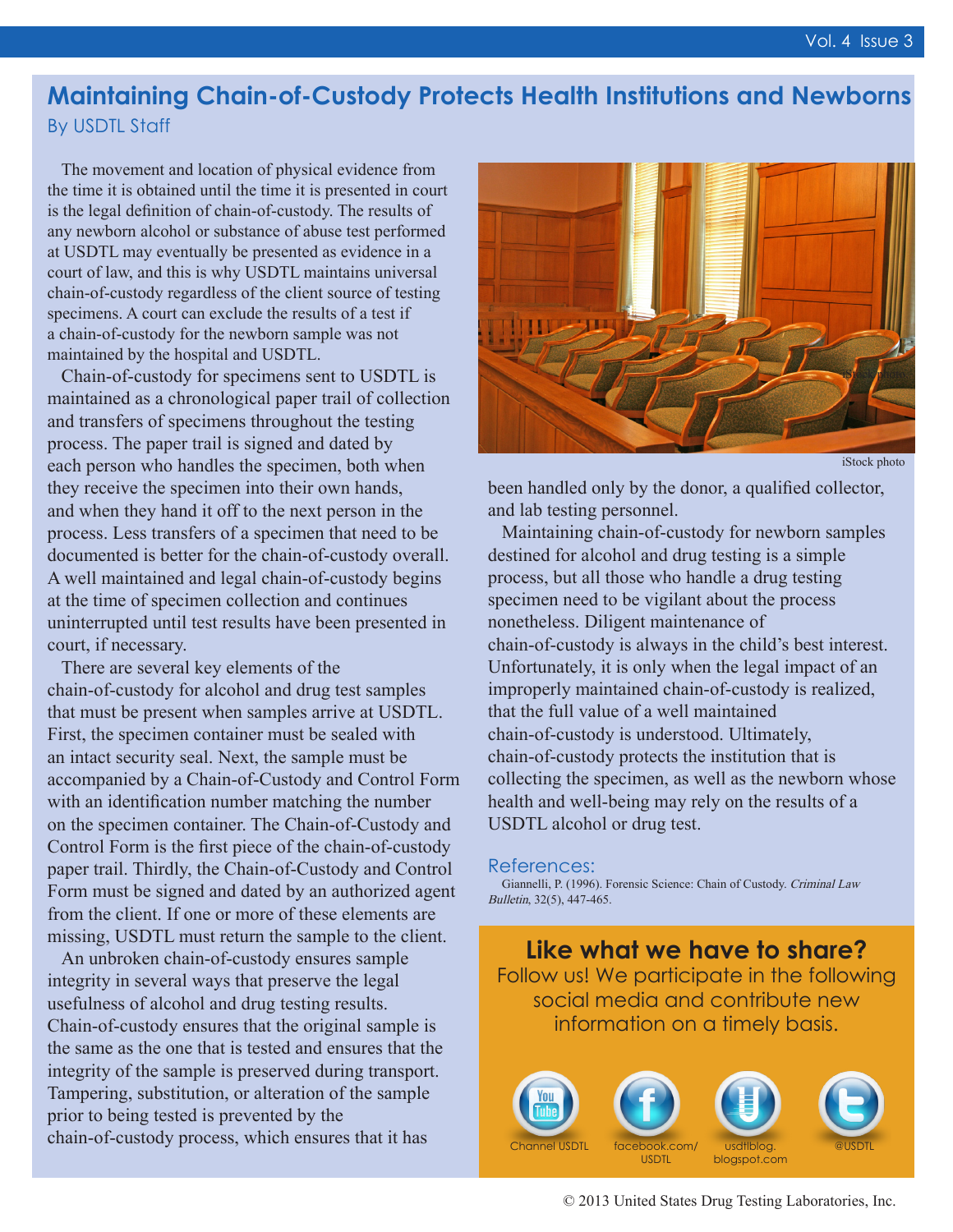## Maintaining Chain-of-Custody Protects Health Institutions and Newborns

By USDTL Staff

The movement and location of physical evidence from the time it is obtained until the time it is presented in court is the legal definition of chain-of-custody. The results of any newborn alcohol or substance of abuse test performed at USDTL may eventually be presented as evidence in a court of law, and this is why USDTL maintains universal chain-of-custody regardless of the client source of testing specimens. A court can exclude the results of a test if a chain-of-custody for the newborn sample was not maintained by the hospital and USDTL.

Chain-of-custody for specimens sent to USDTL is maintained as a chronological paper trail of collection and transfers of specimens throughout the testing process. The paper trail is signed and dated by each person who handles the specimen, both when they receive the specimen into their own hands, and when they hand it off to the next person in the process. Less transfers of a specimen that need to be documented is better for the chain-of-custody overall. A well maintained and legal chain-of-custody begins at the time of specimen collection and continues uninterrupted until test results have been presented in court, if necessary.

There are several key elements of the chain-of-custody for alcohol and drug test samples that must be present when samples arrive at USDTL. First, the specimen container must be sealed with an intact security seal. Next, the sample must be accompanied by a Chain-of-Custody and Control Form with an identification number matching the number on the specimen container. The Chain-of-Custody and Control Form is the first piece of the chain-of-custody paper trail. Thirdly, the Chain-of-Custody and Control Form must be signed and dated by an authorized agent from the client. If one or more of these elements are missing, USDTL must return the sample to the client.

An unbroken chain-of-custody ensures sample integrity in several ways that preserve the legal usefulness of alcohol and drug testing results. Chain-of-custody ensures that the original sample is the same as the one that is tested and ensures that the integrity of the sample is preserved during transport. Tampering, substitution, or alteration of the sample prior to being tested is prevented by the chain-of-custody process, which ensures that it has been handled only by the donor, a qualified collector, and lab testing personnel.

iStock photo

Maintaining chain-of-custody for newborn samples destined for alcohol and drug testing is a simple process, but all those who handle a drug testing specimen need to be vigilant about the process nonetheless. Diligent maintenance of chain-of-custody is always in the child's best interest. Unfortunately, it is only when the legal impact of an improperly maintained chain-of-custody is realized, that the full value of a well maintained chain-of-custody is understood. Ultimately, chain-of-custody protects the institution that is collecting the specimen, as well as the newborn whose health and well-being may rely on the results of a USDTL alcohol or drug test.

### References:

Giannelli, P. (1996). Forensic Science: Chain of Custody. *Criminal Law Bulletin*, 32(5), 447-465.

**Like what we have to share?**

Follow us! We participate in the following social media and contribute new information on a timely basis.

Channel USDTL | facebook.com/USDTL | usdtlblog.blogspot.com | @USDTL

© 2013 United States Drug Testing Laboratories, Inc.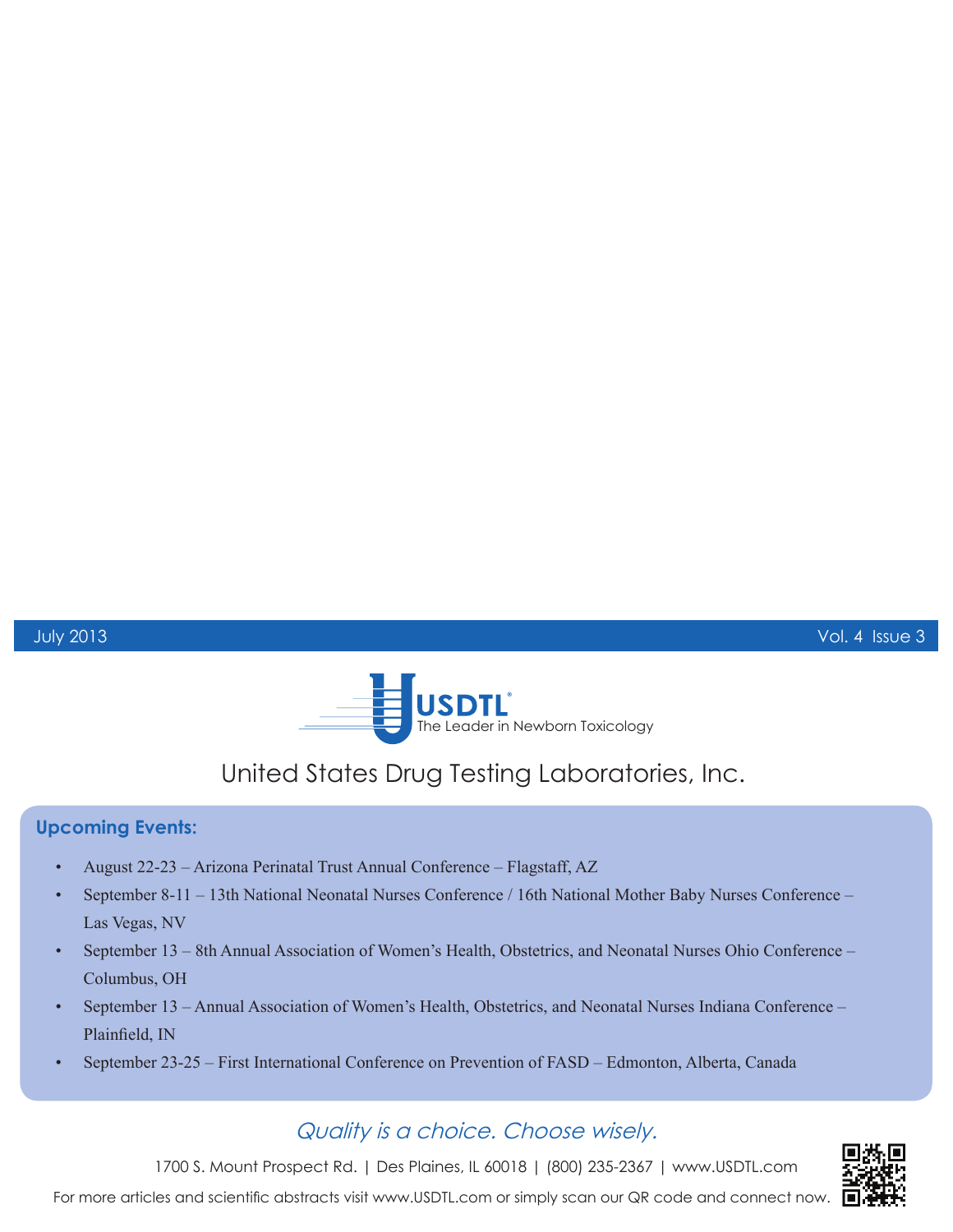USDTL
The Leader in Newborn Toxicology

# United States Drug Testing Laboratories, Inc.

## Upcoming Events:

- August 22-23 – Arizona Perinatal Trust Annual Conference – Flagstaff, AZ
- September 8-11 – 13th National Neonatal Nurses Conference / 16th National Mother Baby Nurses Conference – Las Vegas, NV
- September 13 – 8th Annual Association of Women's Health, Obstetrics, and Neonatal Nurses Ohio Conference – Columbus, OH
- September 13 – Annual Association of Women's Health, Obstetrics, and Neonatal Nurses Indiana Conference – Plainfield, IN
- September 23-25 – First International Conference on Prevention of FASD – Edmonton, Alberta, Canada

*Quality is a choice. Choose wisely.*

1700 S. Mount Prospect Rd. | Des Plaines, IL 60018 | (800) 235-2367 | www.USDTL.com

For more articles and scientific abstracts visit www.USDTL.com or simply scan our QR code and connect now.